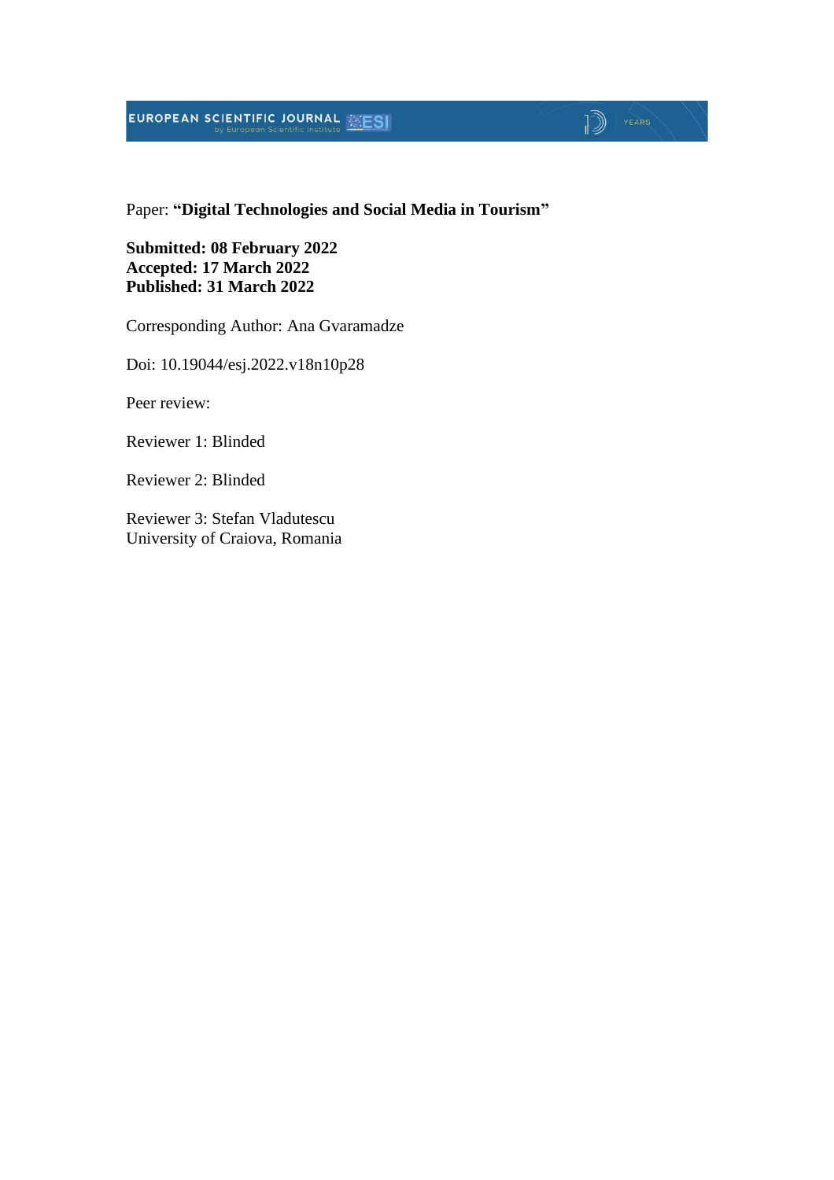Paper: **"Digital Technologies and Social Media in Tourism"**

**Submitted: 08 February 2022**
**Accepted: 17 March 2022**
**Published: 31 March 2022**

Corresponding Author: Ana Gvaramadze

Doi: 10.19044/esj.2022.v18n10p28

Peer review:

Reviewer 1: Blinded

Reviewer 2: Blinded

Reviewer 3: Stefan Vladutescu
University of Craiova, Romania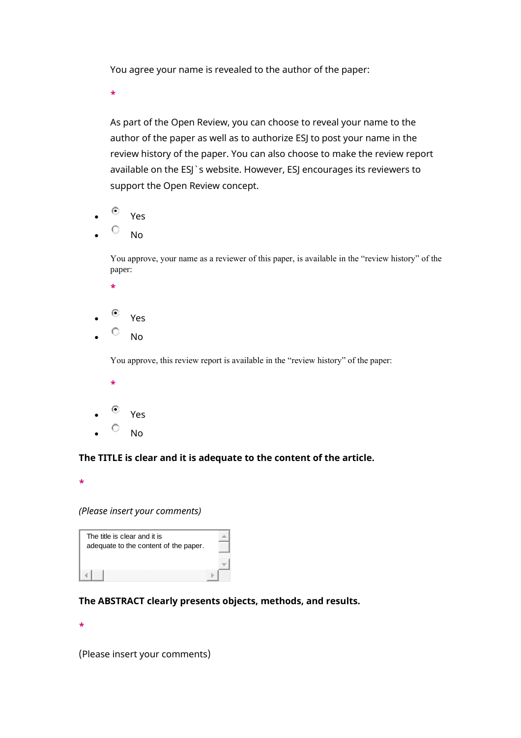You agree your name is revealed to the author of the paper:

*

As part of the Open Review, you can choose to reveal your name to the author of the paper as well as to authorize ESJ to post your name in the review history of the paper. You can also choose to make the review report available on the ESJ`s website. However, ESJ encourages its reviewers to support the Open Review concept.

- (●) Yes
- ( ) No

You approve, your name as a reviewer of this paper, is available in the "review history" of the paper:

*

- (●) Yes
- ( ) No

You approve, this review report is available in the "review history" of the paper:

*

- (●) Yes
- ( ) No

**The TITLE is clear and it is adequate to the content of the article.**

*

*(Please insert your comments)*

The title is clear and it is adequate to the content of the paper.

**The ABSTRACT clearly presents objects, methods, and results.**

*

(Please insert your comments)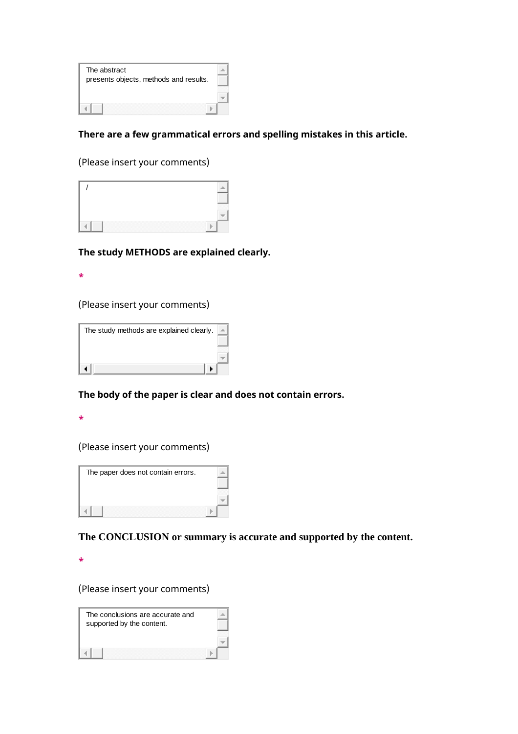The abstract
presents objects, methods and results.

**There are a few grammatical errors and spelling mistakes in this article.**

(Please insert your comments)

/

**The study METHODS are explained clearly.**

*

(Please insert your comments)

The study methods are explained clearly.

**The body of the paper is clear and does not contain errors.**

*

(Please insert your comments)

The paper does not contain errors.

**The CONCLUSION or summary is accurate and supported by the content.**

*

(Please insert your comments)

The conclusions are accurate and
supported by the content.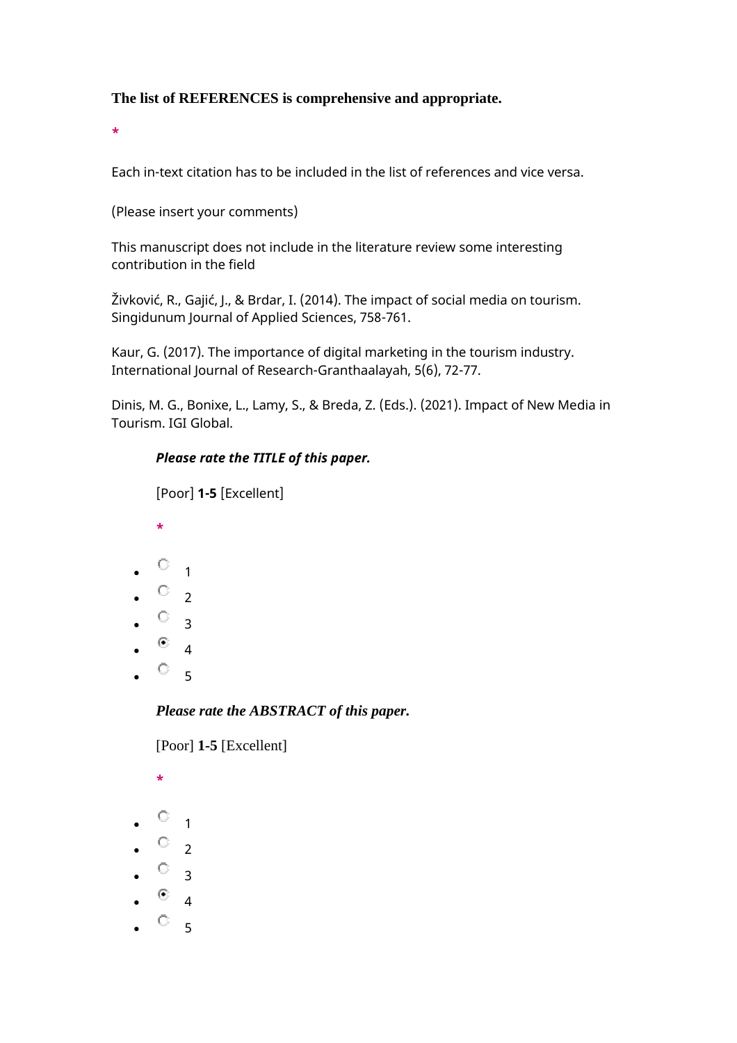**The list of REFERENCES is comprehensive and appropriate.**

*

Each in-text citation has to be included in the list of references and vice versa.

(Please insert your comments)

This manuscript does not include in the literature review some interesting contribution in the field

Živković, R., Gajić, J., & Brdar, I. (2014). The impact of social media on tourism. Singidunum Journal of Applied Sciences, 758-761.

Kaur, G. (2017). The importance of digital marketing in the tourism industry. International Journal of Research-Granthaalayah, 5(6), 72-77.

Dinis, M. G., Bonixe, L., Lamy, S., & Breda, Z. (Eds.). (2021). Impact of New Media in Tourism. IGI Global.

***Please rate the TITLE of this paper.***

[Poor] **1-5** [Excellent]

*

- ○ 1
- ○ 2
- ○ 3
- ◉ 4
- ○ 5

***Please rate the ABSTRACT of this paper.***

[Poor] **1-5** [Excellent]

*

- ○ 1
- ○ 2
- ○ 3
- ◉ 4
- ○ 5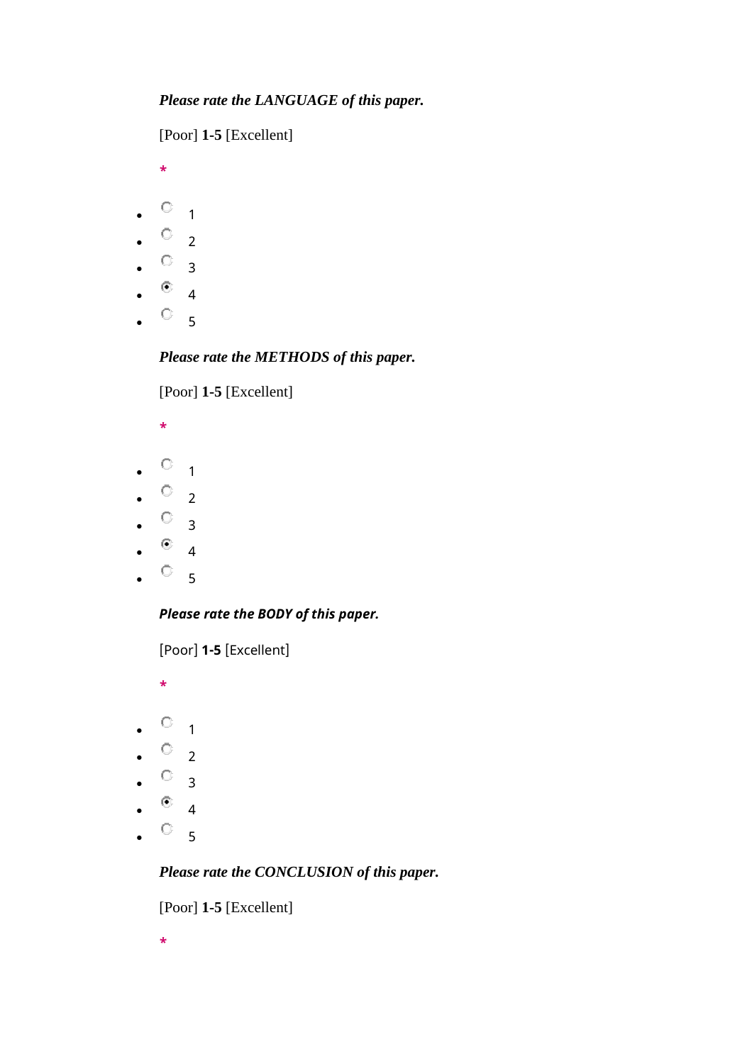***Please rate the LANGUAGE of this paper.***

[Poor] **1-5** [Excellent]

*

- ○ 1
- ○ 2
- ○ 3
- ◉ 4
- ○ 5

***Please rate the METHODS of this paper.***

[Poor] **1-5** [Excellent]

*

- ○ 1
- ○ 2
- ○ 3
- ◉ 4
- ○ 5

***Please rate the BODY of this paper.***

[Poor] **1-5** [Excellent]

*

- ○ 1
- ○ 2
- ○ 3
- ◉ 4
- ○ 5

***Please rate the CONCLUSION of this paper.***

[Poor] **1-5** [Excellent]

*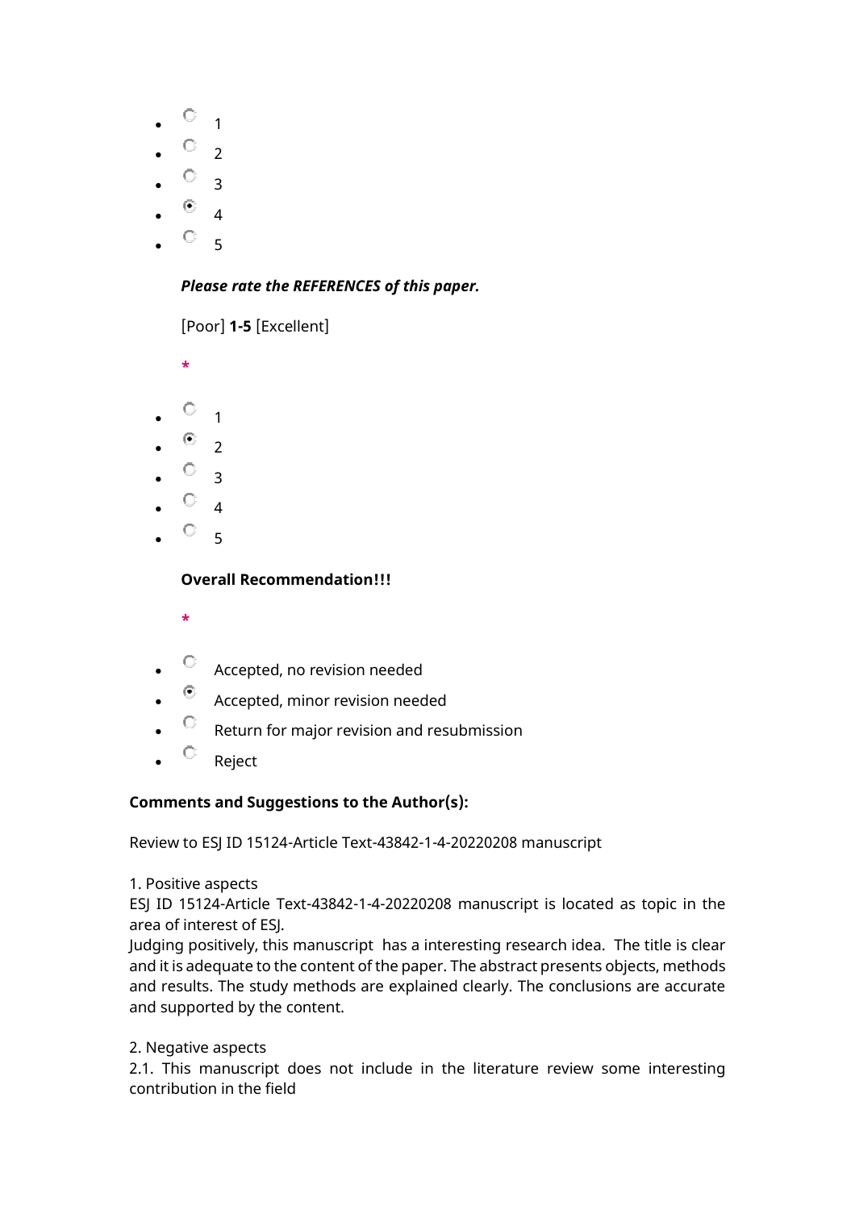- ○ 1
- ○ 2
- ○ 3
- ● 4
- ○ 5

***Please rate the REFERENCES of this paper.***

[Poor] **1-5** [Excellent]

*

- ○ 1
- ● 2
- ○ 3
- ○ 4
- ○ 5

**Overall Recommendation!!!**

*

- ○ Accepted, no revision needed
- ● Accepted, minor revision needed
- ○ Return for major revision and resubmission
- ○ Reject

**Comments and Suggestions to the Author(s):**

Review to ESJ ID 15124-Article Text-43842-1-4-20220208 manuscript

1. Positive aspects

ESJ ID 15124-Article Text-43842-1-4-20220208 manuscript is located as topic in the area of interest of ESJ.

Judging positively, this manuscript has a interesting research idea. The title is clear and it is adequate to the content of the paper. The abstract presents objects, methods and results. The study methods are explained clearly. The conclusions are accurate and supported by the content.

2. Negative aspects

2.1. This manuscript does not include in the literature review some interesting contribution in the field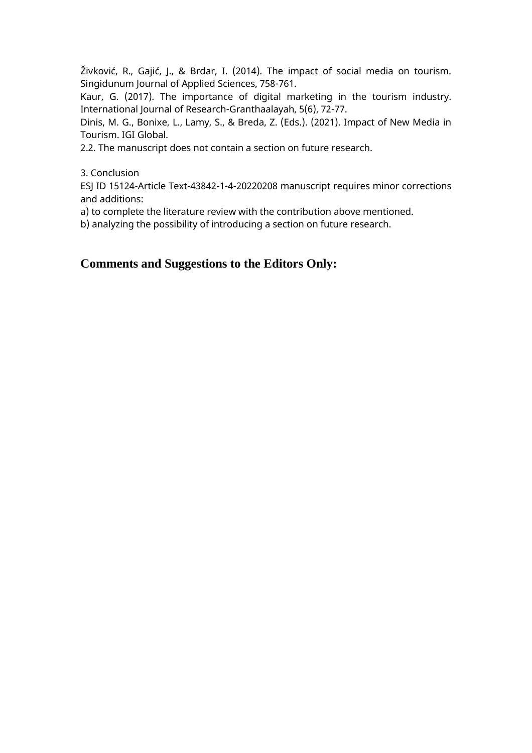Živković, R., Gajić, J., & Brdar, I. (2014). The impact of social media on tourism. Singidunum Journal of Applied Sciences, 758-761.

Kaur, G. (2017). The importance of digital marketing in the tourism industry. International Journal of Research-Granthaalayah, 5(6), 72-77.

Dinis, M. G., Bonixe, L., Lamy, S., & Breda, Z. (Eds.). (2021). Impact of New Media in Tourism. IGI Global.

2.2. The manuscript does not contain a section on future research.

3. Conclusion

ESJ ID 15124-Article Text-43842-1-4-20220208 manuscript requires minor corrections and additions:

a) to complete the literature review with the contribution above mentioned.

b) analyzing the possibility of introducing a section on future research.

## Comments and Suggestions to the Editors Only: